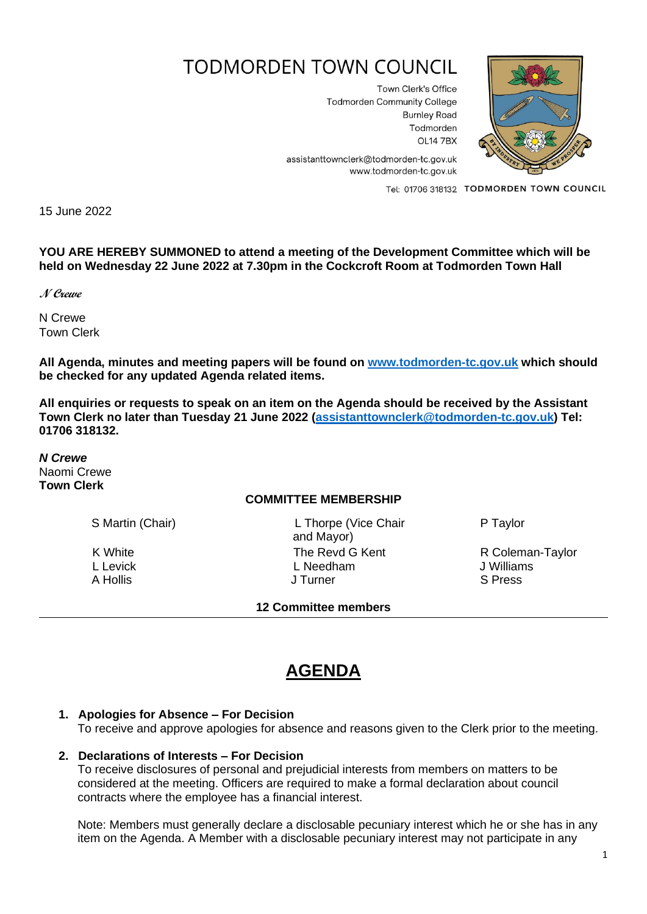# TODMORDEN TOWN COUNCIL

Town Clerk's Office
Todmorden Community College
Burnley Road
Todmorden
OL14 7BX

assistanttownclerk@todmorden-tc.gov.uk
www.todmorden-tc.gov.uk

Tel: 01706 318132 TODMORDEN TOWN COUNCIL

15 June 2022

**YOU ARE HEREBY SUMMONED to attend a meeting of the Development Committee which will be held on Wednesday 22 June 2022 at 7.30pm in the Cockcroft Room at Todmorden Town Hall**

***N Crewe***

N Crewe
Town Clerk

**All Agenda, minutes and meeting papers will be found on [www.todmorden-tc.gov.uk](http://www.todmorden-tc.gov.uk) which should be checked for any updated Agenda related items.**

**All enquiries or requests to speak on an item on the Agenda should be received by the Assistant Town Clerk no later than Tuesday 21 June 2022 ([assistanttownclerk@todmorden-tc.gov.uk](mailto:assistanttownclerk@todmorden-tc.gov.uk)) Tel: 01706 318132.**

***N Crewe***
Naomi Crewe
**Town Clerk**

**COMMITTEE MEMBERSHIP**

| | | |
|---|---|---|
| S Martin (Chair) | L Thorpe (Vice Chair and Mayor) | P Taylor |
| K White | The Revd G Kent | R Coleman-Taylor |
| L Levick | L Needham | J Williams |
| A Hollis | J Turner | S Press |

**12 Committee members**

---

# AGENDA

1. **Apologies for Absence – For Decision**
   To receive and approve apologies for absence and reasons given to the Clerk prior to the meeting.

2. **Declarations of Interests – For Decision**
   To receive disclosures of personal and prejudicial interests from members on matters to be considered at the meeting. Officers are required to make a formal declaration about council contracts where the employee has a financial interest.

   Note: Members must generally declare a disclosable pecuniary interest which he or she has in any item on the Agenda. A Member with a disclosable pecuniary interest may not participate in any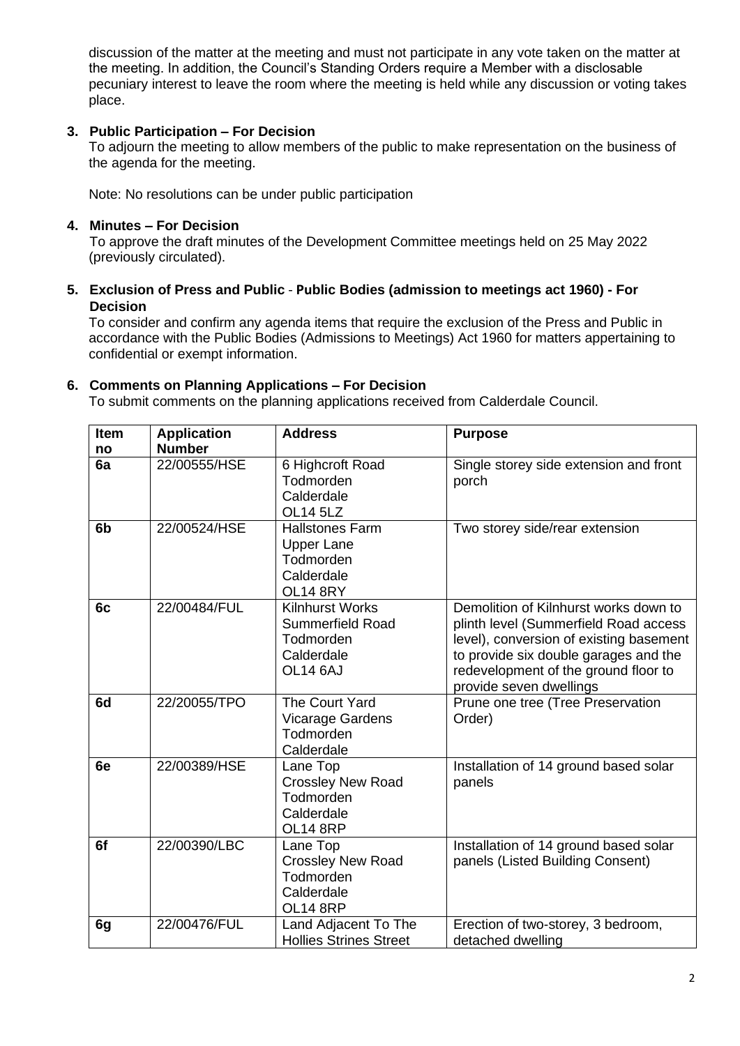discussion of the matter at the meeting and must not participate in any vote taken on the matter at the meeting. In addition, the Council's Standing Orders require a Member with a disclosable pecuniary interest to leave the room where the meeting is held while any discussion or voting takes place.

**3. Public Participation – For Decision**

To adjourn the meeting to allow members of the public to make representation on the business of the agenda for the meeting.

Note: No resolutions can be under public participation

**4. Minutes – For Decision**

To approve the draft minutes of the Development Committee meetings held on 25 May 2022 (previously circulated).

**5. Exclusion of Press and Public - Public Bodies (admission to meetings act 1960) - For Decision**

To consider and confirm any agenda items that require the exclusion of the Press and Public in accordance with the Public Bodies (Admissions to Meetings) Act 1960 for matters appertaining to confidential or exempt information.

**6. Comments on Planning Applications – For Decision**

To submit comments on the planning applications received from Calderdale Council.

| Item no | Application Number | Address | Purpose |
|---|---|---|---|
| **6a** | 22/00555/HSE | 6 Highcroft Road Todmorden Calderdale OL14 5LZ | Single storey side extension and front porch |
| **6b** | 22/00524/HSE | Hallstones Farm Upper Lane Todmorden Calderdale OL14 8RY | Two storey side/rear extension |
| **6c** | 22/00484/FUL | Kilnhurst Works Summerfield Road Todmorden Calderdale OL14 6AJ | Demolition of Kilnhurst works down to plinth level (Summerfield Road access level), conversion of existing basement to provide six double garages and the redevelopment of the ground floor to provide seven dwellings |
| **6d** | 22/20055/TPO | The Court Yard Vicarage Gardens Todmorden Calderdale | Prune one tree (Tree Preservation Order) |
| **6e** | 22/00389/HSE | Lane Top Crossley New Road Todmorden Calderdale OL14 8RP | Installation of 14 ground based solar panels |
| **6f** | 22/00390/LBC | Lane Top Crossley New Road Todmorden Calderdale OL14 8RP | Installation of 14 ground based solar panels (Listed Building Consent) |
| **6g** | 22/00476/FUL | Land Adjacent To The Hollies Strines Street | Erection of two-storey, 3 bedroom, detached dwelling |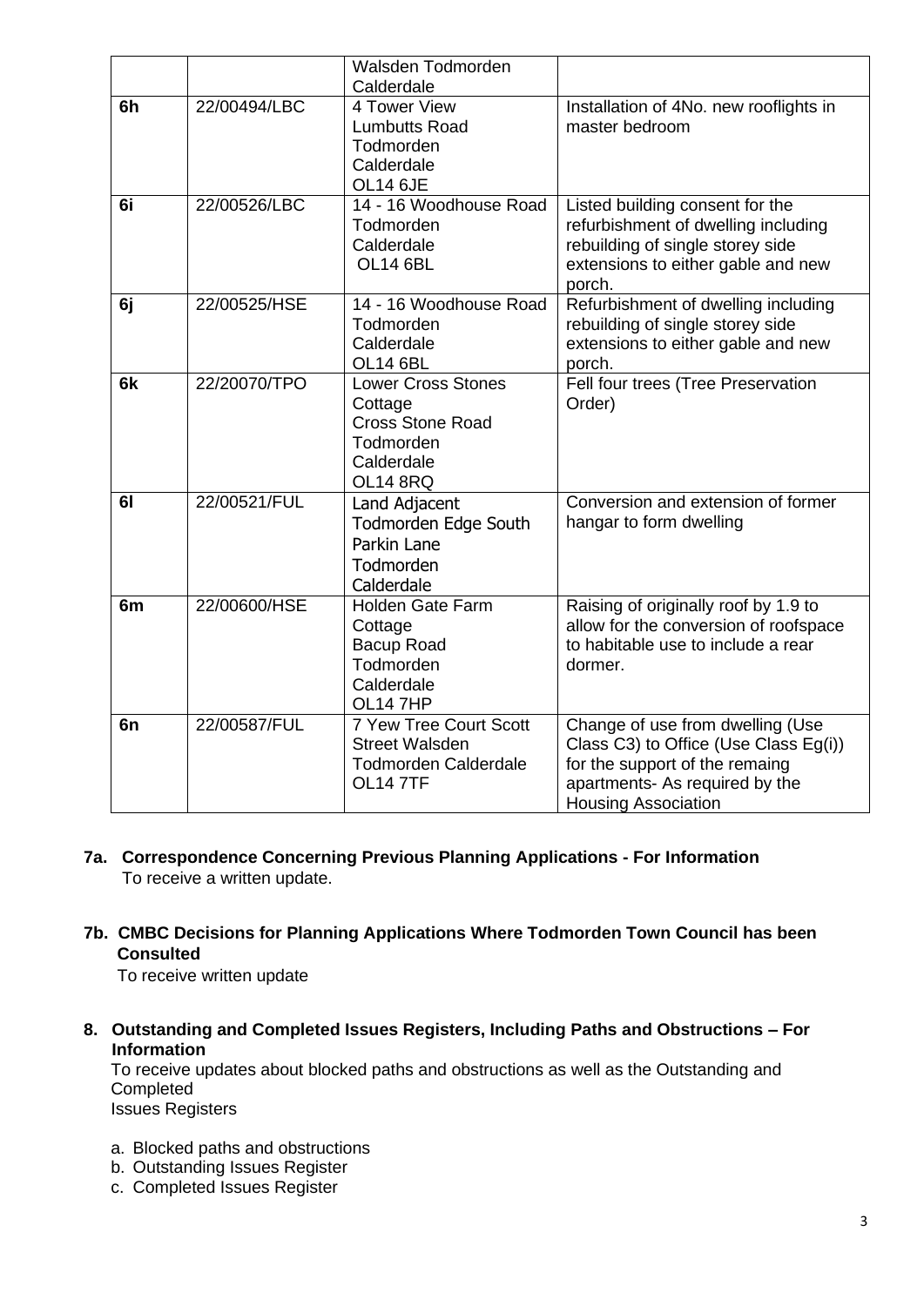| | | | |
|---|---|---|---|
| | | Walsden Todmorden Calderdale | |
| **6h** | 22/00494/LBC | 4 Tower View Lumbutts Road Todmorden Calderdale OL14 6JE | Installation of 4No. new rooflights in master bedroom |
| **6i** | 22/00526/LBC | 14 - 16 Woodhouse Road Todmorden Calderdale OL14 6BL | Listed building consent for the refurbishment of dwelling including rebuilding of single storey side extensions to either gable and new porch. |
| **6j** | 22/00525/HSE | 14 - 16 Woodhouse Road Todmorden Calderdale OL14 6BL | Refurbishment of dwelling including rebuilding of single storey side extensions to either gable and new porch. |
| **6k** | 22/20070/TPO | Lower Cross Stones Cottage Cross Stone Road Todmorden Calderdale OL14 8RQ | Fell four trees (Tree Preservation Order) |
| **6l** | 22/00521/FUL | Land Adjacent Todmorden Edge South Parkin Lane Todmorden Calderdale | Conversion and extension of former hangar to form dwelling |
| **6m** | 22/00600/HSE | Holden Gate Farm Cottage Bacup Road Todmorden Calderdale OL14 7HP | Raising of originally roof by 1.9 to allow for the conversion of roofspace to habitable use to include a rear dormer. |
| **6n** | 22/00587/FUL | 7 Yew Tree Court Scott Street Walsden Todmorden Calderdale OL14 7TF | Change of use from dwelling (Use Class C3) to Office (Use Class Eg(i)) for the support of the remaing apartments- As required by the Housing Association |

**7a. Correspondence Concerning Previous Planning Applications - For Information**
To receive a written update.

**7b. CMBC Decisions for Planning Applications Where Todmorden Town Council has been Consulted**
To receive written update

**8. Outstanding and Completed Issues Registers, Including Paths and Obstructions – For Information**
To receive updates about blocked paths and obstructions as well as the Outstanding and Completed
Issues Registers

a. Blocked paths and obstructions
b. Outstanding Issues Register
c. Completed Issues Register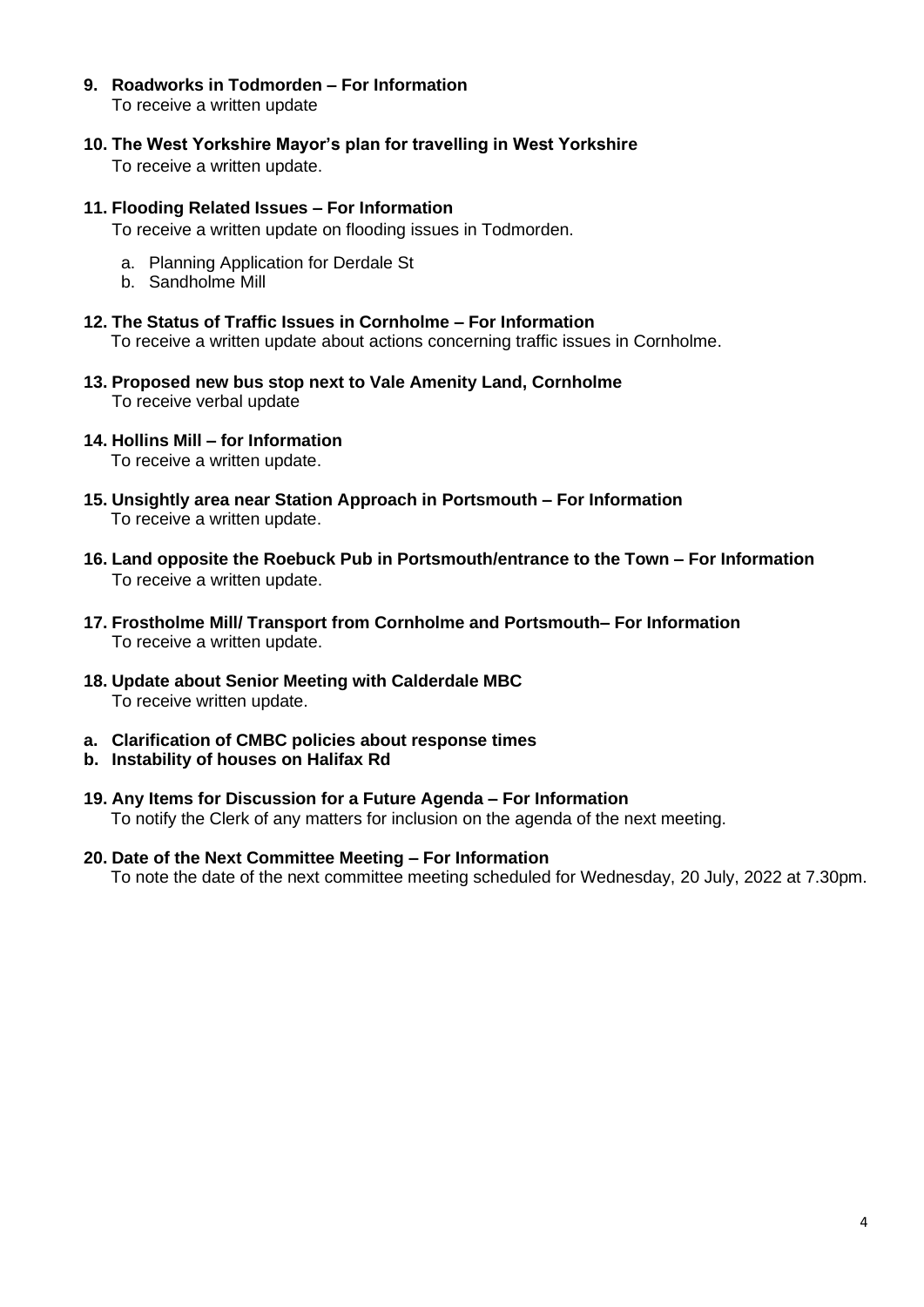**9. Roadworks in Todmorden – For Information**
To receive a written update

**10. The West Yorkshire Mayor's plan for travelling in West Yorkshire**
To receive a written update.

**11. Flooding Related Issues – For Information**
To receive a written update on flooding issues in Todmorden.

a. Planning Application for Derdale St
b. Sandholme Mill

**12. The Status of Traffic Issues in Cornholme – For Information**
To receive a written update about actions concerning traffic issues in Cornholme.

**13. Proposed new bus stop next to Vale Amenity Land, Cornholme**
To receive verbal update

**14. Hollins Mill – for Information**
To receive a written update.

**15. Unsightly area near Station Approach in Portsmouth – For Information**
To receive a written update.

**16. Land opposite the Roebuck Pub in Portsmouth/entrance to the Town – For Information**
To receive a written update.

**17. Frostholme Mill/ Transport from Cornholme and Portsmouth– For Information**
To receive a written update.

**18. Update about Senior Meeting with Calderdale MBC**
To receive written update.

**a. Clarification of CMBC policies about response times**
**b. Instability of houses on Halifax Rd**

**19. Any Items for Discussion for a Future Agenda – For Information**
To notify the Clerk of any matters for inclusion on the agenda of the next meeting.

**20. Date of the Next Committee Meeting – For Information**
To note the date of the next committee meeting scheduled for Wednesday, 20 July, 2022 at 7.30pm.